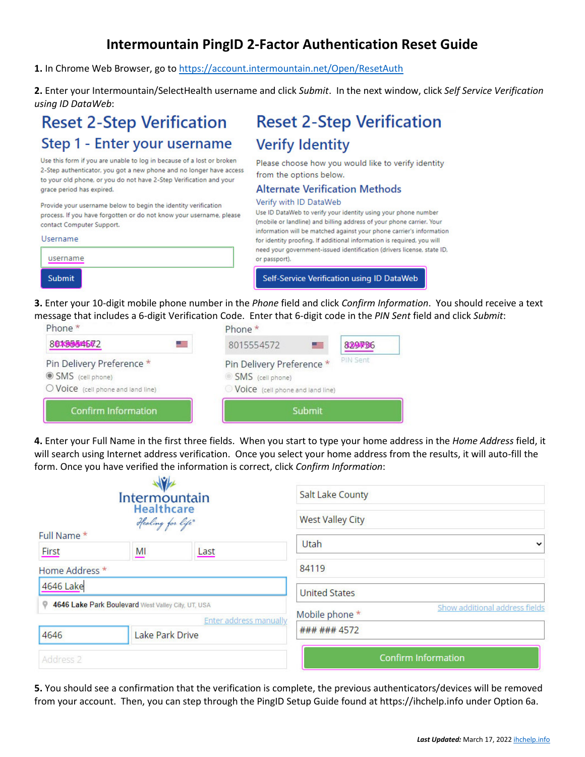# Intermountain PingID 2-Factor Authentication Reset Guide

**1.** In Chrome Web Browser, go to https://account.intermountain.net/Open/ResetAuth

**2.** Enter your Intermountain/SelectHealth username and click *Submit*. In the next window, click *Self Service Verification using ID DataWeb*:

**Reset 2-Step Verification**

**Step 1 - Enter your username**

Use this form if you are unable to log in because of a lost or broken 2-Step authenticator, you got a new phone and no longer have access to your old phone, or you do not have 2-Step Verification and your grace period has expired.

Provide your username below to begin the identity verification process. If you have forgotten or do not know your username, please contact Computer Support.

Username

username

Submit

**Reset 2-Step Verification**

**Verify Identity**

Please choose how you would like to verify identity from the options below.

**Alternate Verification Methods**

Verify with ID DataWeb

Use ID DataWeb to verify your identity using your phone number (mobile or landline) and billing address of your phone carrier. Your information will be matched against your phone carrier's information for identity proofing. If additional information is required, you will need your government-issued identification (drivers license, state ID, or passport).

Self-Service Verification using ID DataWeb

**3.** Enter your 10-digit mobile phone number in the *Phone* field and click *Confirm Information*. You should receive a text message that includes a 6-digit Verification Code. Enter that 6-digit code in the *PIN Sent* field and click *Submit*:

Phone *

Pin Delivery Preference *

- SMS (cell phone)
- Voice (cell phone and land line)

Confirm Information

Phone *

8015554572

PIN Sent

Pin Delivery Preference *

- SMS (cell phone)
- Voice (cell phone and land line)

Submit

**4.** Enter your Full Name in the first three fields. When you start to type your home address in the *Home Address* field, it will search using Internet address verification. Once you select your home address from the results, it will auto-fill the form. Once you have verified the information is correct, click *Confirm Information*:

Intermountain Healthcare *Healing for life*

Full Name *

First | MI | Last

Home Address *

4646 Lake

4646 Lake Park Boulevard West Valley City, UT, USA

Enter address manually

4646 | Lake Park Drive

Address 2

Salt Lake County

West Valley City

Utah

84119

United States

Show additional address fields

Mobile phone *

### ### 4572

Confirm Information

**5.** You should see a confirmation that the verification is complete, the previous authenticators/devices will be removed from your account. Then, you can step through the PingID Setup Guide found at https://ihchelp.info under Option 6a.

***Last Updated:*** March 17, 2022 ihchelp.info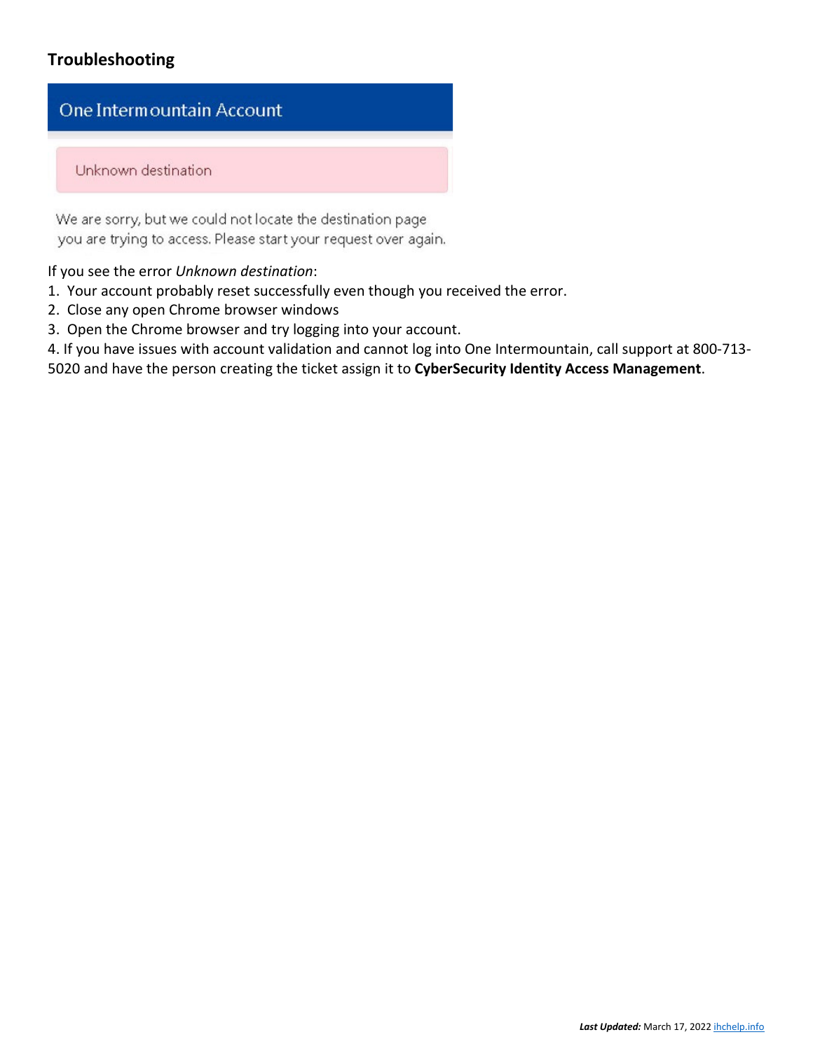## Troubleshooting

One Intermountain Account

Unknown destination

We are sorry, but we could not locate the destination page you are trying to access. Please start your request over again.

If you see the error *Unknown destination*:

1. Your account probably reset successfully even though you received the error.
2. Close any open Chrome browser windows
3. Open the Chrome browser and try logging into your account.
4. If you have issues with account validation and cannot log into One Intermountain, call support at 800-713-5020 and have the person creating the ticket assign it to **CyberSecurity Identity Access Management**.

***Last Updated:*** March 17, 2022 ihchelp.info